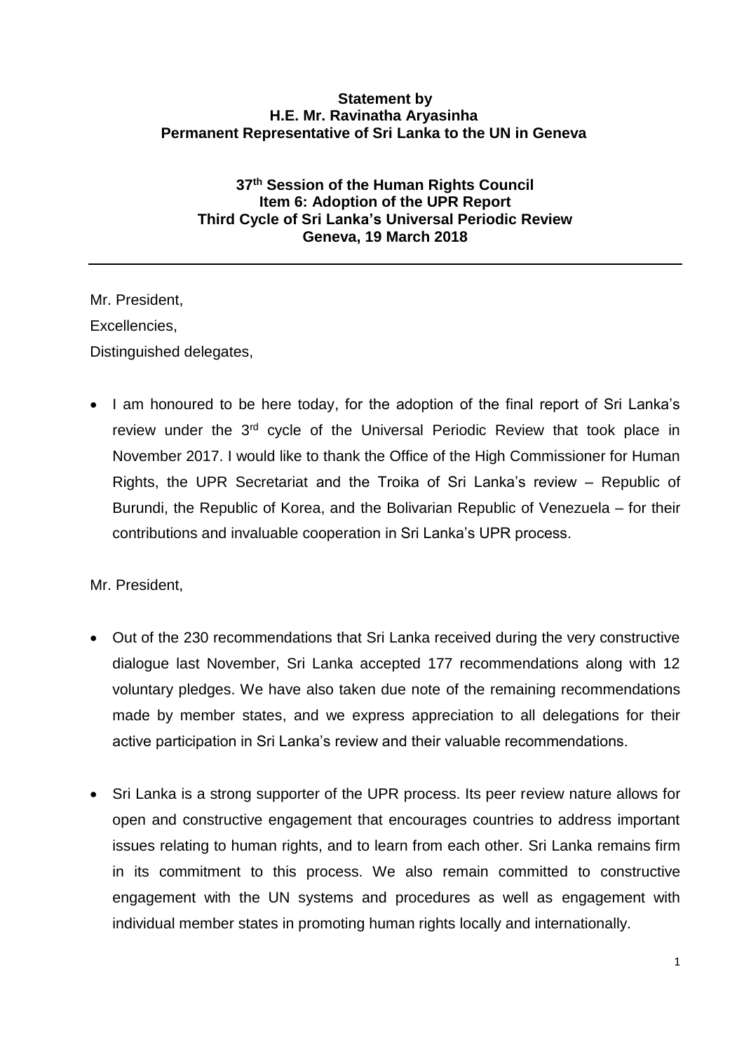**Statement by**
**H.E. Mr. Ravinatha Aryasinha**
**Permanent Representative of Sri Lanka to the UN in Geneva**

**37th Session of the Human Rights Council**
**Item 6: Adoption of the UPR Report**
**Third Cycle of Sri Lanka's Universal Periodic Review**
**Geneva, 19 March 2018**

---

Mr. President,

Excellencies,

Distinguished delegates,

- I am honoured to be here today, for the adoption of the final report of Sri Lanka's review under the 3rd cycle of the Universal Periodic Review that took place in November 2017. I would like to thank the Office of the High Commissioner for Human Rights, the UPR Secretariat and the Troika of Sri Lanka's review – Republic of Burundi, the Republic of Korea, and the Bolivarian Republic of Venezuela – for their contributions and invaluable cooperation in Sri Lanka's UPR process.

Mr. President,

- Out of the 230 recommendations that Sri Lanka received during the very constructive dialogue last November, Sri Lanka accepted 177 recommendations along with 12 voluntary pledges. We have also taken due note of the remaining recommendations made by member states, and we express appreciation to all delegations for their active participation in Sri Lanka's review and their valuable recommendations.

- Sri Lanka is a strong supporter of the UPR process. Its peer review nature allows for open and constructive engagement that encourages countries to address important issues relating to human rights, and to learn from each other. Sri Lanka remains firm in its commitment to this process. We also remain committed to constructive engagement with the UN systems and procedures as well as engagement with individual member states in promoting human rights locally and internationally.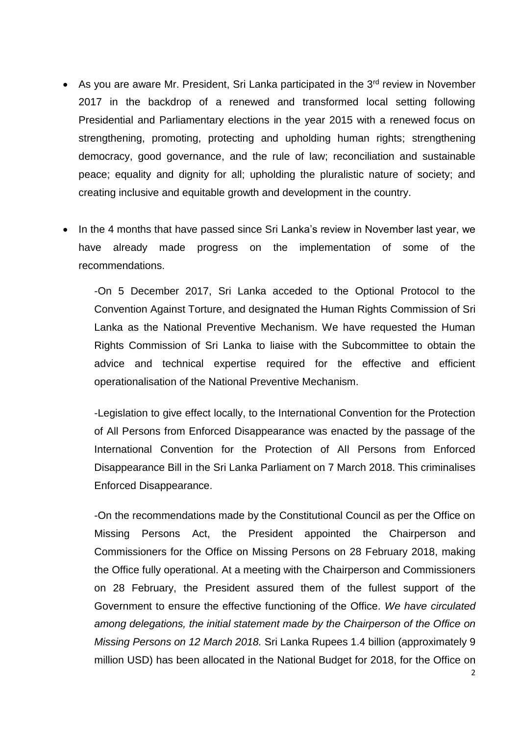- As you are aware Mr. President, Sri Lanka participated in the 3rd review in November 2017 in the backdrop of a renewed and transformed local setting following Presidential and Parliamentary elections in the year 2015 with a renewed focus on strengthening, promoting, protecting and upholding human rights; strengthening democracy, good governance, and the rule of law; reconciliation and sustainable peace; equality and dignity for all; upholding the pluralistic nature of society; and creating inclusive and equitable growth and development in the country.

- In the 4 months that have passed since Sri Lanka's review in November last year, we have already made progress on the implementation of some of the recommendations.

  -On 5 December 2017, Sri Lanka acceded to the Optional Protocol to the Convention Against Torture, and designated the Human Rights Commission of Sri Lanka as the National Preventive Mechanism. We have requested the Human Rights Commission of Sri Lanka to liaise with the Subcommittee to obtain the advice and technical expertise required for the effective and efficient operationalisation of the National Preventive Mechanism.

  -Legislation to give effect locally, to the International Convention for the Protection of All Persons from Enforced Disappearance was enacted by the passage of the International Convention for the Protection of All Persons from Enforced Disappearance Bill in the Sri Lanka Parliament on 7 March 2018. This criminalises Enforced Disappearance.

  -On the recommendations made by the Constitutional Council as per the Office on Missing Persons Act, the President appointed the Chairperson and Commissioners for the Office on Missing Persons on 28 February 2018, making the Office fully operational. At a meeting with the Chairperson and Commissioners on 28 February, the President assured them of the fullest support of the Government to ensure the effective functioning of the Office. *We have circulated among delegations, the initial statement made by the Chairperson of the Office on Missing Persons on 12 March 2018.* Sri Lanka Rupees 1.4 billion (approximately 9 million USD) has been allocated in the National Budget for 2018, for the Office on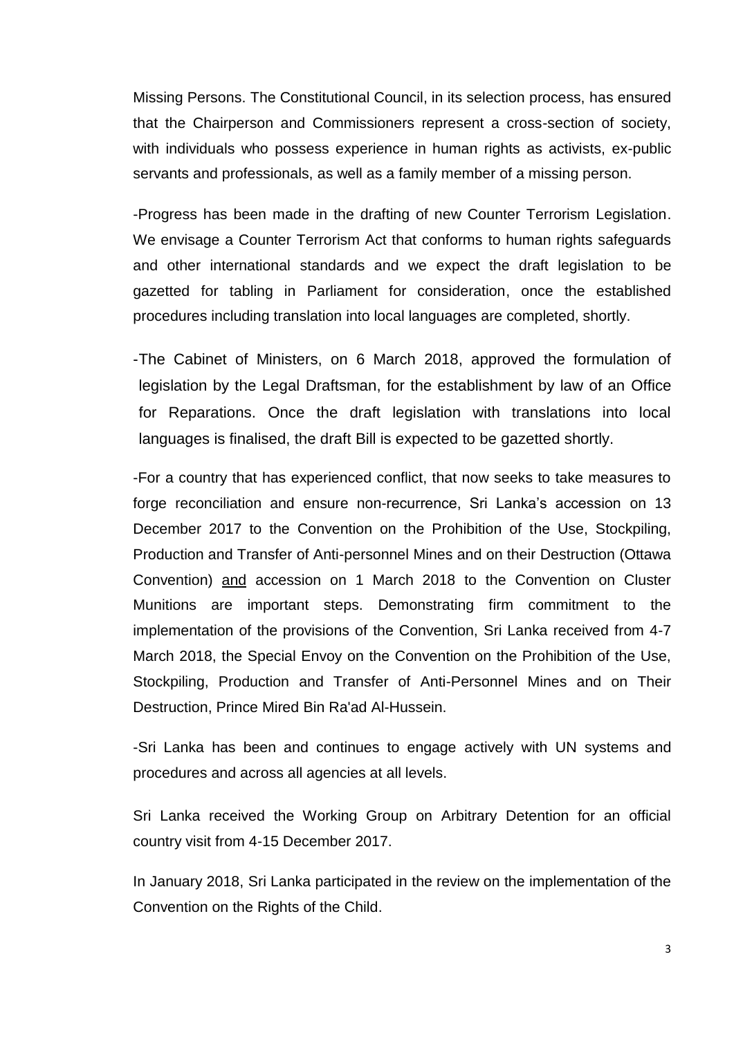Missing Persons. The Constitutional Council, in its selection process, has ensured that the Chairperson and Commissioners represent a cross-section of society, with individuals who possess experience in human rights as activists, ex-public servants and professionals, as well as a family member of a missing person.

-Progress has been made in the drafting of new Counter Terrorism Legislation. We envisage a Counter Terrorism Act that conforms to human rights safeguards and other international standards and we expect the draft legislation to be gazetted for tabling in Parliament for consideration, once the established procedures including translation into local languages are completed, shortly.

-The Cabinet of Ministers, on 6 March 2018, approved the formulation of legislation by the Legal Draftsman, for the establishment by law of an Office for Reparations. Once the draft legislation with translations into local languages is finalised, the draft Bill is expected to be gazetted shortly.

-For a country that has experienced conflict, that now seeks to take measures to forge reconciliation and ensure non-recurrence, Sri Lanka's accession on 13 December 2017 to the Convention on the Prohibition of the Use, Stockpiling, Production and Transfer of Anti-personnel Mines and on their Destruction (Ottawa Convention) <u>and</u> accession on 1 March 2018 to the Convention on Cluster Munitions are important steps. Demonstrating firm commitment to the implementation of the provisions of the Convention, Sri Lanka received from 4-7 March 2018, the Special Envoy on the Convention on the Prohibition of the Use, Stockpiling, Production and Transfer of Anti-Personnel Mines and on Their Destruction, Prince Mired Bin Ra'ad Al-Hussein.

-Sri Lanka has been and continues to engage actively with UN systems and procedures and across all agencies at all levels.

Sri Lanka received the Working Group on Arbitrary Detention for an official country visit from 4-15 December 2017.

In January 2018, Sri Lanka participated in the review on the implementation of the Convention on the Rights of the Child.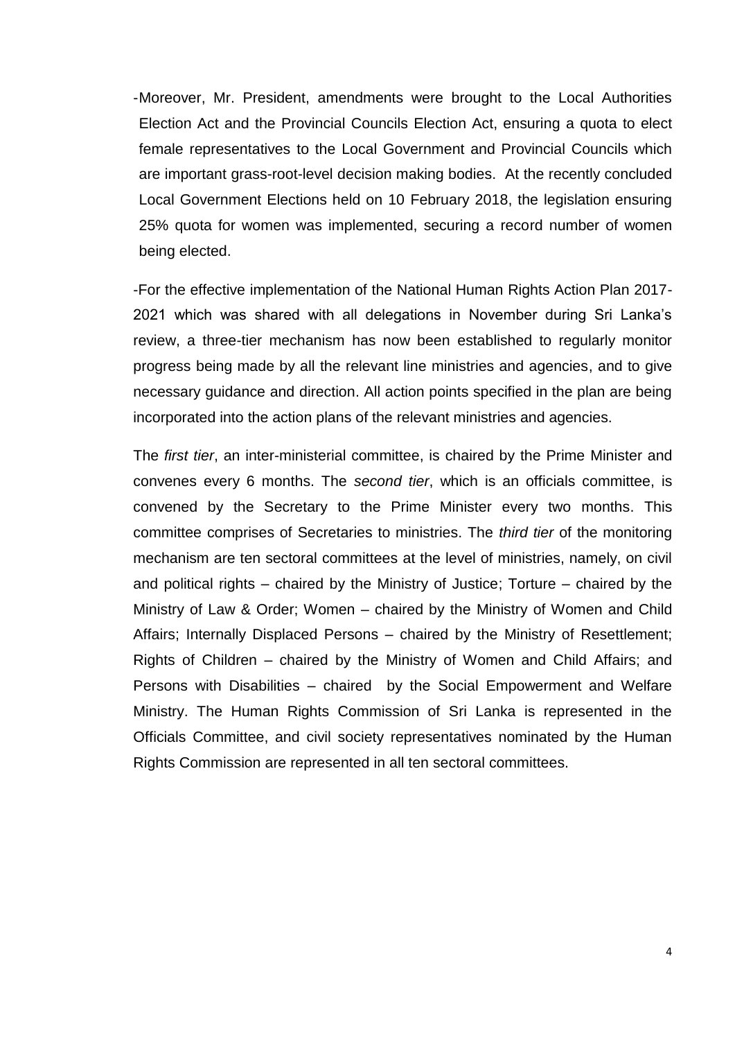-Moreover, Mr. President, amendments were brought to the Local Authorities Election Act and the Provincial Councils Election Act, ensuring a quota to elect female representatives to the Local Government and Provincial Councils which are important grass-root-level decision making bodies. At the recently concluded Local Government Elections held on 10 February 2018, the legislation ensuring 25% quota for women was implemented, securing a record number of women being elected.

-For the effective implementation of the National Human Rights Action Plan 2017-2021 which was shared with all delegations in November during Sri Lanka's review, a three-tier mechanism has now been established to regularly monitor progress being made by all the relevant line ministries and agencies, and to give necessary guidance and direction. All action points specified in the plan are being incorporated into the action plans of the relevant ministries and agencies.

The *first tier*, an inter-ministerial committee, is chaired by the Prime Minister and convenes every 6 months. The *second tier*, which is an officials committee, is convened by the Secretary to the Prime Minister every two months. This committee comprises of Secretaries to ministries. The *third tier* of the monitoring mechanism are ten sectoral committees at the level of ministries, namely, on civil and political rights – chaired by the Ministry of Justice; Torture – chaired by the Ministry of Law & Order; Women – chaired by the Ministry of Women and Child Affairs; Internally Displaced Persons – chaired by the Ministry of Resettlement; Rights of Children – chaired by the Ministry of Women and Child Affairs; and Persons with Disabilities – chaired by the Social Empowerment and Welfare Ministry. The Human Rights Commission of Sri Lanka is represented in the Officials Committee, and civil society representatives nominated by the Human Rights Commission are represented in all ten sectoral committees.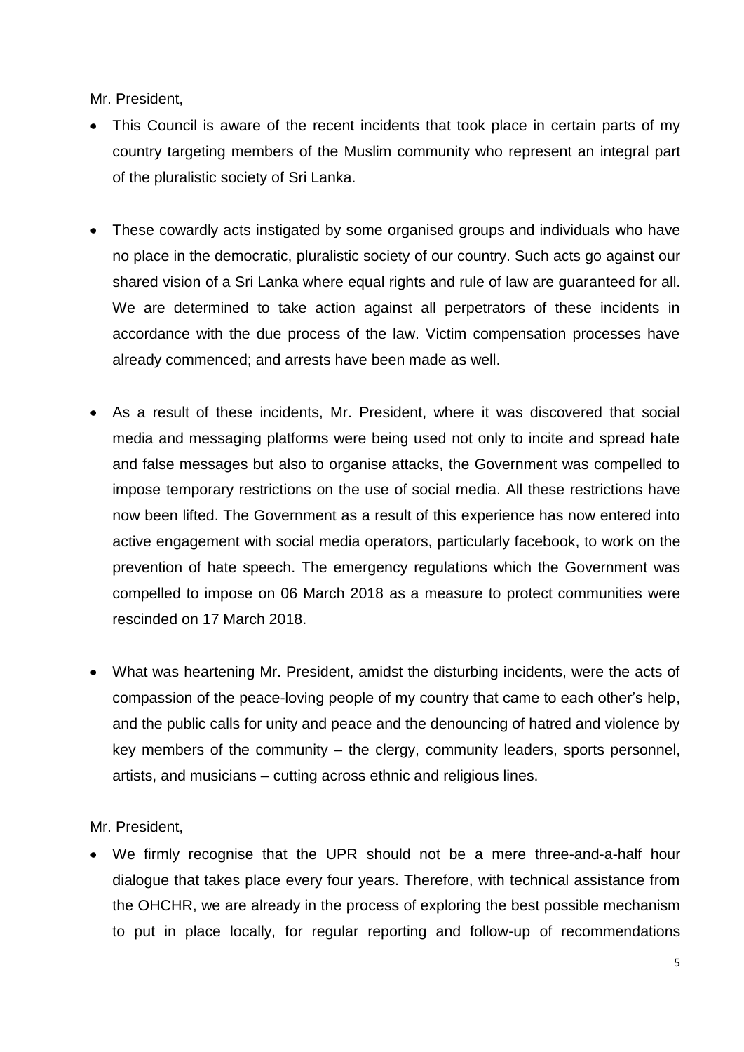Mr. President,

- This Council is aware of the recent incidents that took place in certain parts of my country targeting members of the Muslim community who represent an integral part of the pluralistic society of Sri Lanka.

- These cowardly acts instigated by some organised groups and individuals who have no place in the democratic, pluralistic society of our country. Such acts go against our shared vision of a Sri Lanka where equal rights and rule of law are guaranteed for all. We are determined to take action against all perpetrators of these incidents in accordance with the due process of the law. Victim compensation processes have already commenced; and arrests have been made as well.

- As a result of these incidents, Mr. President, where it was discovered that social media and messaging platforms were being used not only to incite and spread hate and false messages but also to organise attacks, the Government was compelled to impose temporary restrictions on the use of social media. All these restrictions have now been lifted. The Government as a result of this experience has now entered into active engagement with social media operators, particularly facebook, to work on the prevention of hate speech. The emergency regulations which the Government was compelled to impose on 06 March 2018 as a measure to protect communities were rescinded on 17 March 2018.

- What was heartening Mr. President, amidst the disturbing incidents, were the acts of compassion of the peace-loving people of my country that came to each other's help, and the public calls for unity and peace and the denouncing of hatred and violence by key members of the community – the clergy, community leaders, sports personnel, artists, and musicians – cutting across ethnic and religious lines.

Mr. President,

- We firmly recognise that the UPR should not be a mere three-and-a-half hour dialogue that takes place every four years. Therefore, with technical assistance from the OHCHR, we are already in the process of exploring the best possible mechanism to put in place locally, for regular reporting and follow-up of recommendations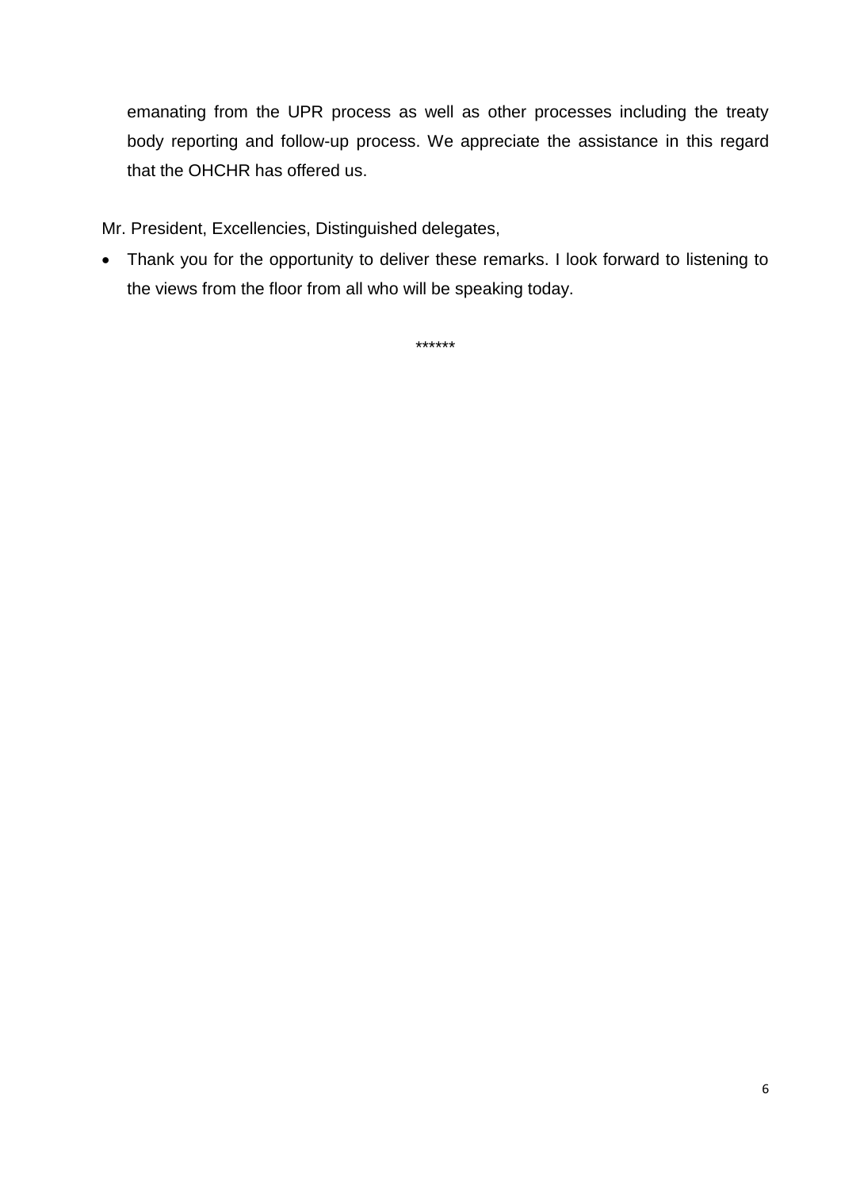emanating from the UPR process as well as other processes including the treaty body reporting and follow-up process. We appreciate the assistance in this regard that the OHCHR has offered us.

Mr. President, Excellencies, Distinguished delegates,

- Thank you for the opportunity to deliver these remarks. I look forward to listening to the views from the floor from all who will be speaking today.

******